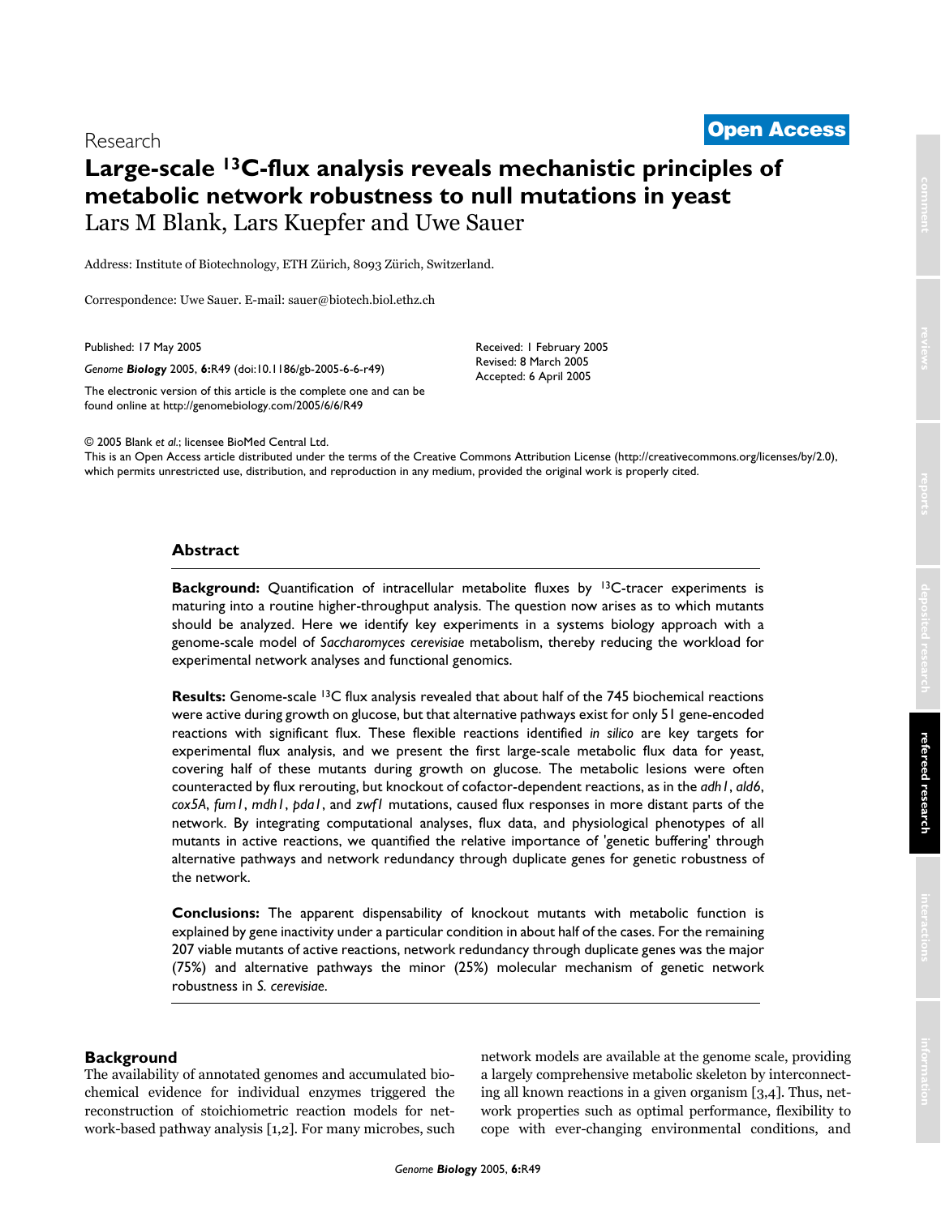Research

**Open Access**

# Large-scale $^{13}$C-flux analysis reveals mechanistic principles of metabolic network robustness to null mutations in yeast

Lars M Blank, Lars Kuepfer and Uwe Sauer

Address: Institute of Biotechnology, ETH Zürich, 8093 Zürich, Switzerland.

Correspondence: Uwe Sauer. E-mail: sauer@biotech.biol.ethz.ch

Published: 17 May 2005

*Genome **Biology*** 2005, **6:**R49 (doi:10.1186/gb-2005-6-6-r49)

The electronic version of this article is the complete one and can be found online at http://genomebiology.com/2005/6/6/R49

Received: 1 February 2005
Revised: 8 March 2005
Accepted: 6 April 2005

© 2005 Blank *et al.*; licensee BioMed Central Ltd.
This is an Open Access article distributed under the terms of the Creative Commons Attribution License (http://creativecommons.org/licenses/by/2.0), which permits unrestricted use, distribution, and reproduction in any medium, provided the original work is properly cited.

## Abstract

**Background:** Quantification of intracellular metabolite fluxes by $^{13}$C-tracer experiments is maturing into a routine higher-throughput analysis. The question now arises as to which mutants should be analyzed. Here we identify key experiments in a systems biology approach with a genome-scale model of *Saccharomyces cerevisiae* metabolism, thereby reducing the workload for experimental network analyses and functional genomics.

**Results:** Genome-scale $^{13}$C flux analysis revealed that about half of the 745 biochemical reactions were active during growth on glucose, but that alternative pathways exist for only 51 gene-encoded reactions with significant flux. These flexible reactions identified *in silico* are key targets for experimental flux analysis, and we present the first large-scale metabolic flux data for yeast, covering half of these mutants during growth on glucose. The metabolic lesions were often counteracted by flux rerouting, but knockout of cofactor-dependent reactions, as in the *adh1*, *ald6*, *cox5A*, *fum1*, *mdh1*, *pda1*, and *zwf1* mutations, caused flux responses in more distant parts of the network. By integrating computational analyses, flux data, and physiological phenotypes of all mutants in active reactions, we quantified the relative importance of 'genetic buffering' through alternative pathways and network redundancy through duplicate genes for genetic robustness of the network.

**Conclusions:** The apparent dispensability of knockout mutants with metabolic function is explained by gene inactivity under a particular condition in about half of the cases. For the remaining 207 viable mutants of active reactions, network redundancy through duplicate genes was the major (75%) and alternative pathways the minor (25%) molecular mechanism of genetic network robustness in *S. cerevisiae*.

## Background

The availability of annotated genomes and accumulated biochemical evidence for individual enzymes triggered the reconstruction of stoichiometric reaction models for network-based pathway analysis [1,2]. For many microbes, such network models are available at the genome scale, providing a largely comprehensive metabolic skeleton by interconnecting all known reactions in a given organism [3,4]. Thus, network properties such as optimal performance, flexibility to cope with ever-changing environmental conditions, and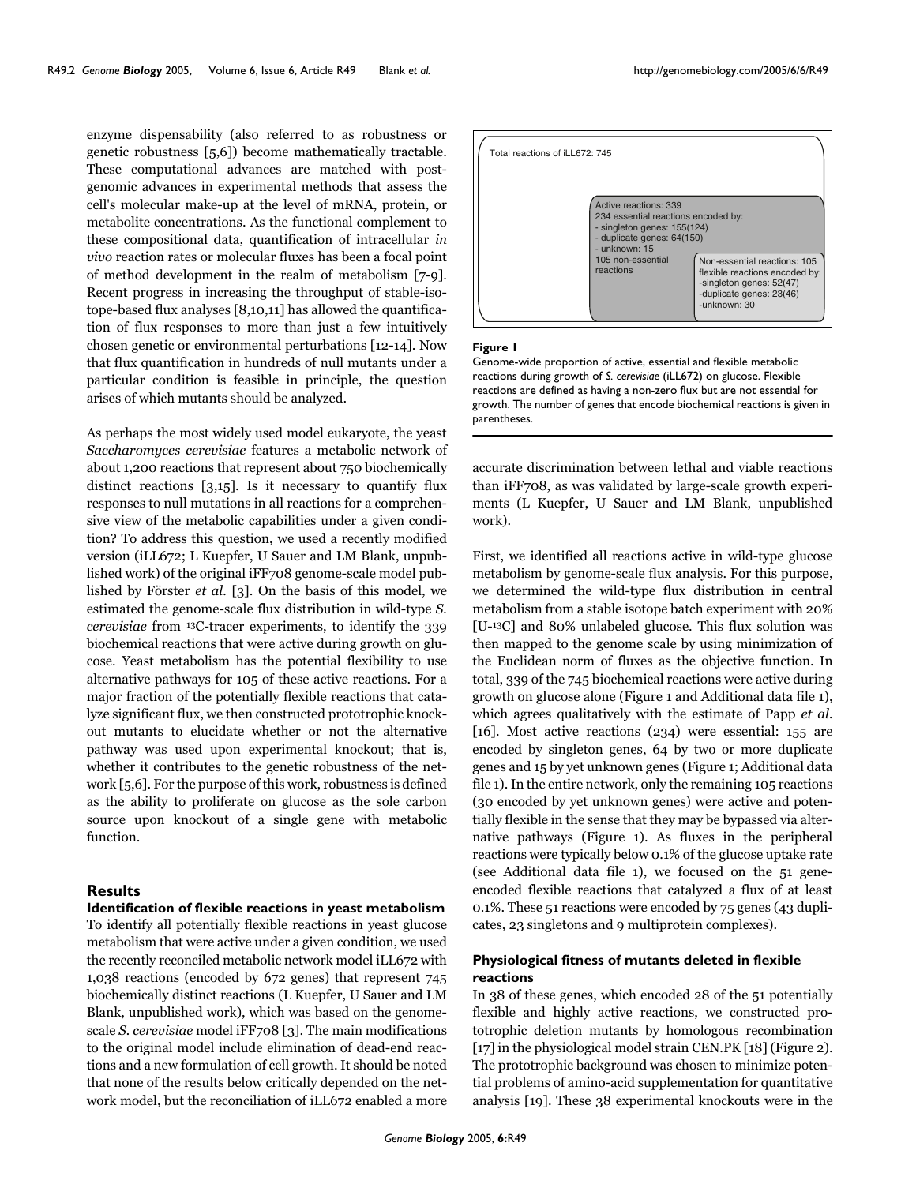enzyme dispensability (also referred to as robustness or genetic robustness [5,6]) become mathematically tractable. These computational advances are matched with post-genomic advances in experimental methods that assess the cell's molecular make-up at the level of mRNA, protein, or metabolite concentrations. As the functional complement to these compositional data, quantification of intracellular *in vivo* reaction rates or molecular fluxes has been a focal point of method development in the realm of metabolism [7-9]. Recent progress in increasing the throughput of stable-isotope-based flux analyses [8,10,11] has allowed the quantification of flux responses to more than just a few intuitively chosen genetic or environmental perturbations [12-14]. Now that flux quantification in hundreds of null mutants under a particular condition is feasible in principle, the question arises of which mutants should be analyzed.

As perhaps the most widely used model eukaryote, the yeast *Saccharomyces cerevisiae* features a metabolic network of about 1,200 reactions that represent about 750 biochemically distinct reactions [3,15]. Is it necessary to quantify flux responses to null mutations in all reactions for a comprehensive view of the metabolic capabilities under a given condition? To address this question, we used a recently modified version (iLL672; L Kuepfer, U Sauer and LM Blank, unpublished work) of the original iFF708 genome-scale model published by Förster *et al*. [3]. On the basis of this model, we estimated the genome-scale flux distribution in wild-type *S. cerevisiae* from $^{13}C$-tracer experiments, to identify the 339 biochemical reactions that were active during growth on glucose. Yeast metabolism has the potential flexibility to use alternative pathways for 105 of these active reactions. For a major fraction of the potentially flexible reactions that catalyze significant flux, we then constructed prototrophic knockout mutants to elucidate whether or not the alternative pathway was used upon experimental knockout; that is, whether it contributes to the genetic robustness of the network [5,6]. For the purpose of this work, robustness is defined as the ability to proliferate on glucose as the sole carbon source upon knockout of a single gene with metabolic function.

## Results

### Identification of flexible reactions in yeast metabolism

To identify all potentially flexible reactions in yeast glucose metabolism that were active under a given condition, we used the recently reconciled metabolic network model iLL672 with 1,038 reactions (encoded by 672 genes) that represent 745 biochemically distinct reactions (L Kuepfer, U Sauer and LM Blank, unpublished work), which was based on the genome-scale *S. cerevisiae* model iFF708 [3]. The main modifications to the original model include elimination of dead-end reactions and a new formulation of cell growth. It should be noted that none of the results below critically depended on the network model, but the reconciliation of iLL672 enabled a more accurate discrimination between lethal and viable reactions than iFF708, as was validated by large-scale growth experiments (L Kuepfer, U Sauer and LM Blank, unpublished work).

Total reactions of iLL672: 745

Active reactions: 339
234 essential reactions encoded by:
- singleton genes: 155(124)
- duplicate genes: 64(150)
- unknown: 15
105 non-essential reactions

Non-essential reactions: 105
flexible reactions encoded by:
-singleton genes: 52(47)
-duplicate genes: 23(46)
-unknown: 30

**Figure 1**
Genome-wide proportion of active, essential and flexible metabolic reactions during growth of *S. cerevisiae* (iLL672) on glucose. Flexible reactions are defined as having a non-zero flux but are not essential for growth. The number of genes that encode biochemical reactions is given in parentheses.

First, we identified all reactions active in wild-type glucose metabolism by genome-scale flux analysis. For this purpose, we determined the wild-type flux distribution in central metabolism from a stable isotope batch experiment with 20% [U-$^{13}C$] and 80% unlabeled glucose. This flux solution was then mapped to the genome scale by using minimization of the Euclidean norm of fluxes as the objective function. In total, 339 of the 745 biochemical reactions were active during growth on glucose alone (Figure 1 and Additional data file 1), which agrees qualitatively with the estimate of Papp *et al*. [16]. Most active reactions (234) were essential: 155 are encoded by singleton genes, 64 by two or more duplicate genes and 15 by yet unknown genes (Figure 1; Additional data file 1). In the entire network, only the remaining 105 reactions (30 encoded by yet unknown genes) were active and potentially flexible in the sense that they may be bypassed via alternative pathways (Figure 1). As fluxes in the peripheral reactions were typically below 0.1% of the glucose uptake rate (see Additional data file 1), we focused on the 51 gene-encoded flexible reactions that catalyzed a flux of at least 0.1%. These 51 reactions were encoded by 75 genes (43 duplicates, 23 singletons and 9 multiprotein complexes).

### Physiological fitness of mutants deleted in flexible reactions

In 38 of these genes, which encoded 28 of the 51 potentially flexible and highly active reactions, we constructed prototrophic deletion mutants by homologous recombination [17] in the physiological model strain CEN.PK [18] (Figure 2). The prototrophic background was chosen to minimize potential problems of amino-acid supplementation for quantitative analysis [19]. These 38 experimental knockouts were in the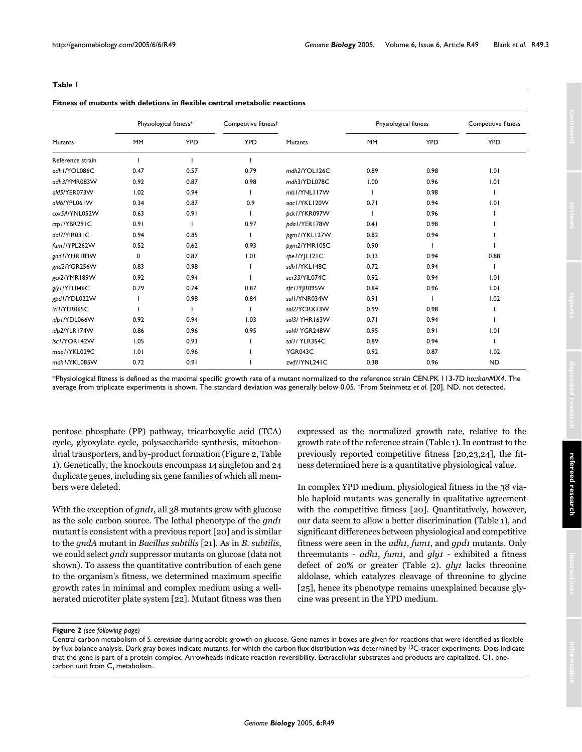**Table 1**

**Fitness of mutants with deletions in flexible central metabolic reactions**

| Mutants | Physiological fitness* | | Competitive fitness† | Mutants | Physiological fitness | | Competitive fitness |
|---|---|---|---|---|---|---|---|
| | MM | YPD | YPD | | MM | YPD | YPD |
| Reference strain | 1 | 1 | 1 | | | | |
| *adh1*/YOL086C | 0.47 | 0.57 | 0.79 | *mdh2*/YOL126C | 0.89 | 0.98 | 1.01 |
| *adh3*/YMR083W | 0.92 | 0.87 | 0.98 | *mdh3*/YDL078C | 1.00 | 0.96 | 1.01 |
| *ald5*/YER073W | 1.02 | 0.94 | 1 | *mls1*/YNL117W | 1 | 0.98 | 1 |
| *ald6*/YPL061W | 0.34 | 0.87 | 0.9 | *oac1*/YKL120W | 0.71 | 0.94 | 1.01 |
| *cox5A*/YNL052W | 0.63 | 0.91 | 1 | *pck1*/YKR097W | 1 | 0.96 | 1 |
| *ctp1*/YBR291C | 0.91 | 1 | 0.97 | *pda1*/YER178W | 0.41 | 0.98 | 1 |
| *dal7*/YIR031C | 0.94 | 0.85 | 1 | *pgm1*/YKL127W | 0.82 | 0.94 | 1 |
| *fum1*/YPL262W | 0.52 | 0.62 | 0.93 | *pgm2*/YMR105C | 0.90 | 1 | 1 |
| *gnd1*/YHR183W | 0 | 0.87 | 1.01 | *rpe1*/YJL121C | 0.33 | 0.94 | 0.88 |
| *gnd2*/YGR256W | 0.83 | 0.98 | 1 | *sdh1*/YKL148C | 0.72 | 0.94 | 1 |
| *gcv2*/YMR189W | 0.92 | 0.94 | 1 | *ser33*/YIL074C | 0.92 | 0.94 | 1.01 |
| *gly1*/YEL046C | 0.79 | 0.74 | 0.87 | *sfc1*/YJR095W | 0.84 | 0.96 | 1.01 |
| *gpd1*/YDL022W | 1 | 0.98 | 0.84 | *sol1*/YNR034W | 0.91 | 1 | 1.02 |
| *icl1*/YER065C | 1 | 1 | 1 | *sol2*/YCRX13W | 0.99 | 0.98 | 1 |
| *idp1*/YDL066W | 0.92 | 0.94 | 1.03 | *sol3*/ YHR163W | 0.71 | 0.94 | 1 |
| *idp2*/YLR174W | 0.86 | 0.96 | 0.95 | *sol4*/ YGR248W | 0.95 | 0.91 | 1.01 |
| *lsc1*/YOR142W | 1.05 | 0.93 | 1 | *tal1*/ YLR354C | 0.89 | 0.94 | 1 |
| *mae1*/YKL029C | 1.01 | 0.96 | 1 | YGR043C | 0.92 | 0.87 | 1.02 |
| *mdh1*/YKL085W | 0.72 | 0.91 | 1 | *zwf1*/YNL241C | 0.38 | 0.96 | ND |

*Physiological fitness is defined as the maximal specific growth rate of a mutant normalized to the reference strain CEN.PK 113-7D *ho::kanMX4*. The average from triplicate experiments is shown. The standard deviation was generally below 0.05. †From Steinmetz *et al.* [20]. ND, not detected.

pentose phosphate (PP) pathway, tricarboxylic acid (TCA) cycle, glyoxylate cycle, polysaccharide synthesis, mitochondrial transporters, and by-product formation (Figure 2, Table 1). Genetically, the knockouts encompass 14 singleton and 24 duplicate genes, including six gene families of which all members were deleted.

With the exception of *gnd1*, all 38 mutants grew with glucose as the sole carbon source. The lethal phenotype of the *gnd1* mutant is consistent with a previous report [20] and is similar to the *gndA* mutant in *Bacillus subtilis* [21]. As in *B. subtilis*, we could select *gnd1* suppressor mutants on glucose (data not shown). To assess the quantitative contribution of each gene to the organism's fitness, we determined maximum specific growth rates in minimal and complex medium using a well-aerated microtiter plate system [22]. Mutant fitness was then expressed as the normalized growth rate, relative to the growth rate of the reference strain (Table 1). In contrast to the previously reported competitive fitness [20,23,24], the fitness determined here is a quantitative physiological value.

In complex YPD medium, physiological fitness in the 38 viable haploid mutants was generally in qualitative agreement with the competitive fitness [20]. Quantitatively, however, our data seem to allow a better discrimination (Table 1), and significant differences between physiological and competitive fitness were seen in the *adh1*, *fum1*, and *gpd1* mutants. Only threemutants - *adh1*, *fum1*, and *gly1* - exhibited a fitness defect of 20% or greater (Table 2). *gly1* lacks threonine aldolase, which catalyzes cleavage of threonine to glycine [25], hence its phenotype remains unexplained because glycine was present in the YPD medium.

**Figure 2** *(see following page)*

Central carbon metabolism of *S. cerevisiae* during aerobic growth on glucose. Gene names in boxes are given for reactions that were identified as flexible by flux balance analysis. Dark gray boxes indicate mutants, for which the carbon flux distribution was determined by $^{13}$C-tracer experiments. Dots indicate that the gene is part of a protein complex. Arrowheads indicate reaction reversibility. Extracellular substrates and products are capitalized. C1, one-carbon unit from $C_1$ metabolism.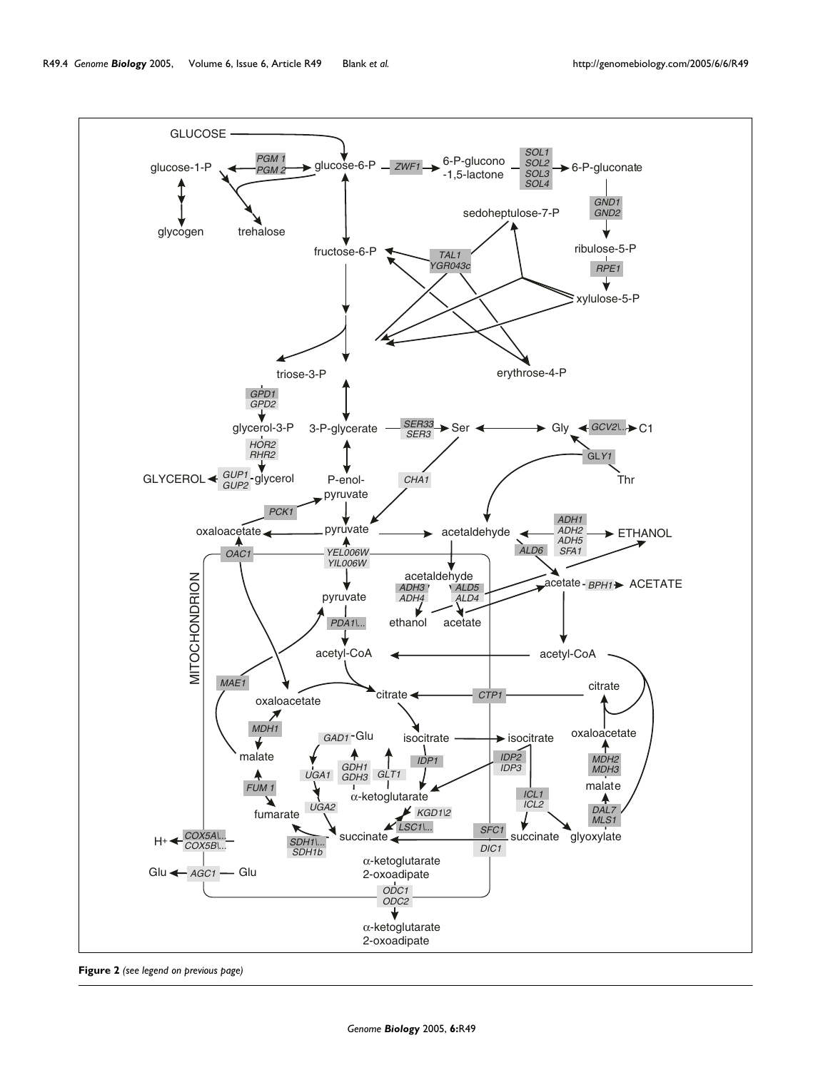**Figure 2** *(see legend on previous page)*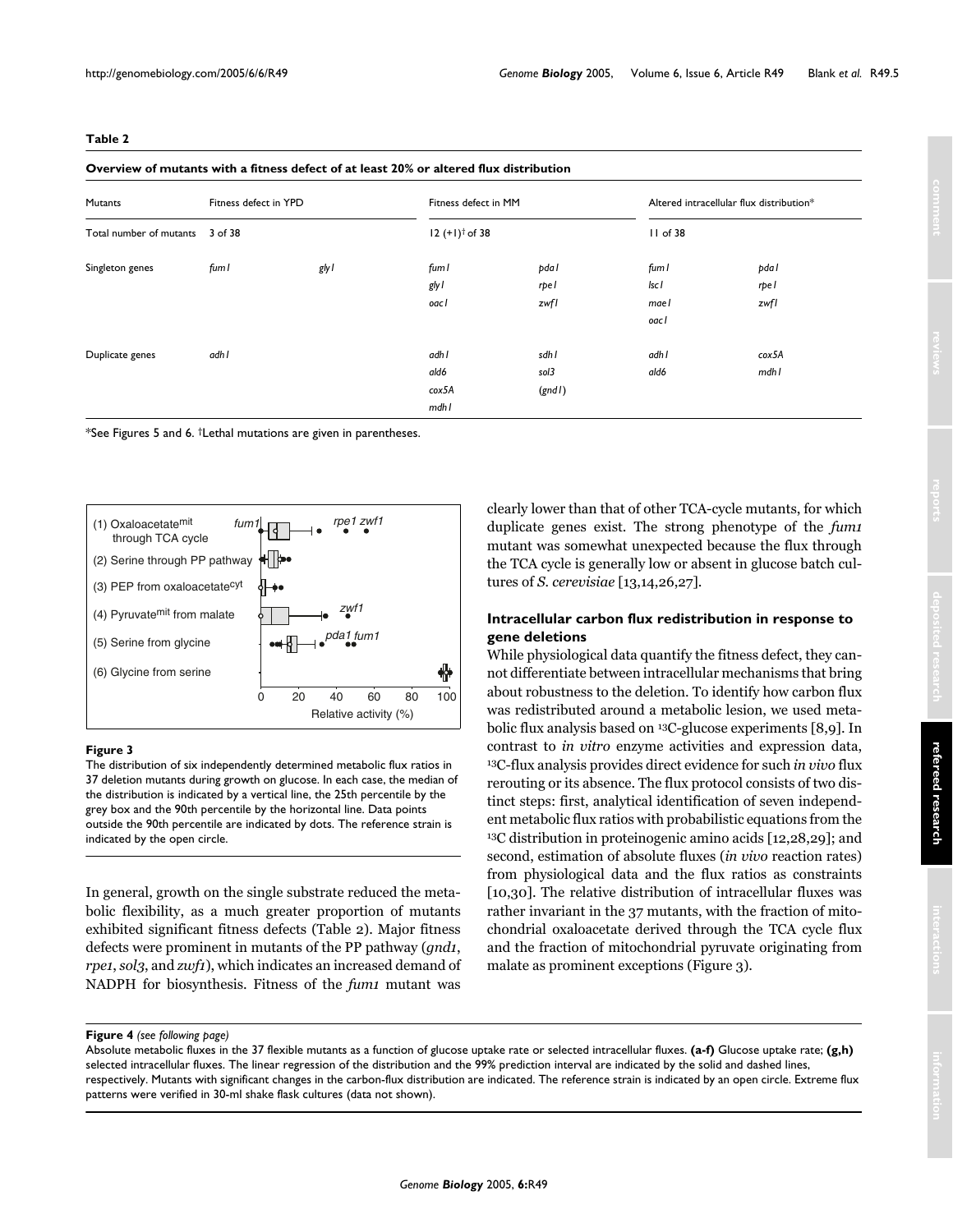**Table 2**

**Overview of mutants with a fitness defect of at least 20% or altered flux distribution**

| Mutants | Fitness defect in YPD | | Fitness defect in MM | | Altered intracellular flux distribution* | |
|---|---|---|---|---|---|---|
| Total number of mutants | 3 of 38 | | 12 (+1)† of 38 | | 11 of 38 | |
| Singleton genes | *fum1* | *gly1* | *fum1* | *pda1* | *fum1* | *pda1* |
| | | | *gly1* | *rpe1* | *lsc1* | *rpe1* |
| | | | *oac1* | *zwf1* | *mae1* | *zwf1* |
| | | | | | *oac1* | |
| Duplicate genes | *adh1* | | *adh1* | *sdh1* | *adh1* | *cox5A* |
| | | | *ald6* | *sol3* | *ald6* | *mdh1* |
| | | | *cox5A* | (*gnd1*) | | |
| | | | *mdh1* | | | |

*See Figures 5 and 6. †Lethal mutations are given in parentheses.

**Figure 3**

The distribution of six independently determined metabolic flux ratios in 37 deletion mutants during growth on glucose. In each case, the median of the distribution is indicated by a vertical line, the 25th percentile by the grey box and the 90th percentile by the horizontal line. Data points outside the 90th percentile are indicated by dots. The reference strain is indicated by the open circle.

In general, growth on the single substrate reduced the metabolic flexibility, as a much greater proportion of mutants exhibited significant fitness defects (Table 2). Major fitness defects were prominent in mutants of the PP pathway (*gnd1*, *rpe1*, *sol3*, and *zwf1*), which indicates an increased demand of NADPH for biosynthesis. Fitness of the *fum1* mutant was clearly lower than that of other TCA-cycle mutants, for which duplicate genes exist. The strong phenotype of the *fum1* mutant was somewhat unexpected because the flux through the TCA cycle is generally low or absent in glucose batch cultures of *S. cerevisiae* [13,14,26,27].

### Intracellular carbon flux redistribution in response to gene deletions

While physiological data quantify the fitness defect, they cannot differentiate between intracellular mechanisms that bring about robustness to the deletion. To identify how carbon flux was redistributed around a metabolic lesion, we used metabolic flux analysis based on $^{13}$C-glucose experiments [8,9]. In contrast to *in vitro* enzyme activities and expression data, $^{13}$C-flux analysis provides direct evidence for such *in vivo* flux rerouting or its absence. The flux protocol consists of two distinct steps: first, analytical identification of seven independent metabolic flux ratios with probabilistic equations from the $^{13}$C distribution in proteinogenic amino acids [12,28,29]; and second, estimation of absolute fluxes (*in vivo* reaction rates) from physiological data and the flux ratios as constraints [10,30]. The relative distribution of intracellular fluxes was rather invariant in the 37 mutants, with the fraction of mitochondrial oxaloacetate derived through the TCA cycle flux and the fraction of mitochondrial pyruvate originating from malate as prominent exceptions (Figure 3).

**Figure 4** *(see following page)*

Absolute metabolic fluxes in the 37 flexible mutants as a function of glucose uptake rate or selected intracellular fluxes. **(a-f)** Glucose uptake rate; **(g,h)** selected intracellular fluxes. The linear regression of the distribution and the 99% prediction interval are indicated by the solid and dashed lines, respectively. Mutants with significant changes in the carbon-flux distribution are indicated. The reference strain is indicated by an open circle. Extreme flux patterns were verified in 30-ml shake flask cultures (data not shown).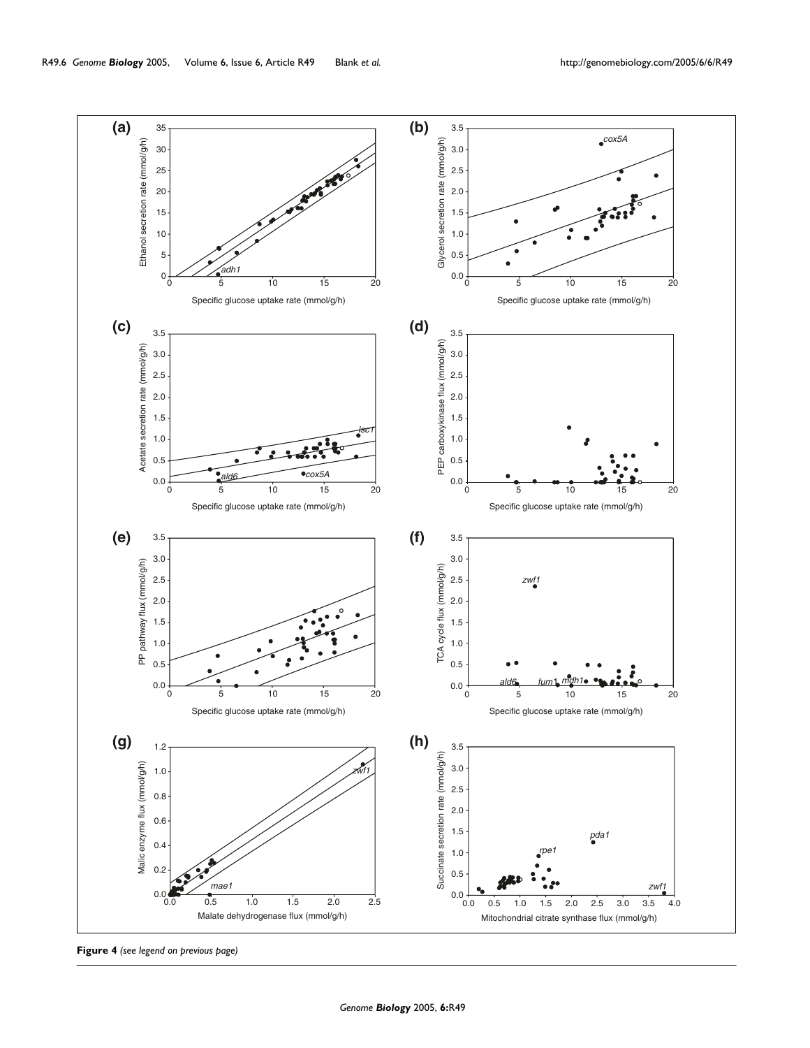**Figure 4** *(see legend on previous page)*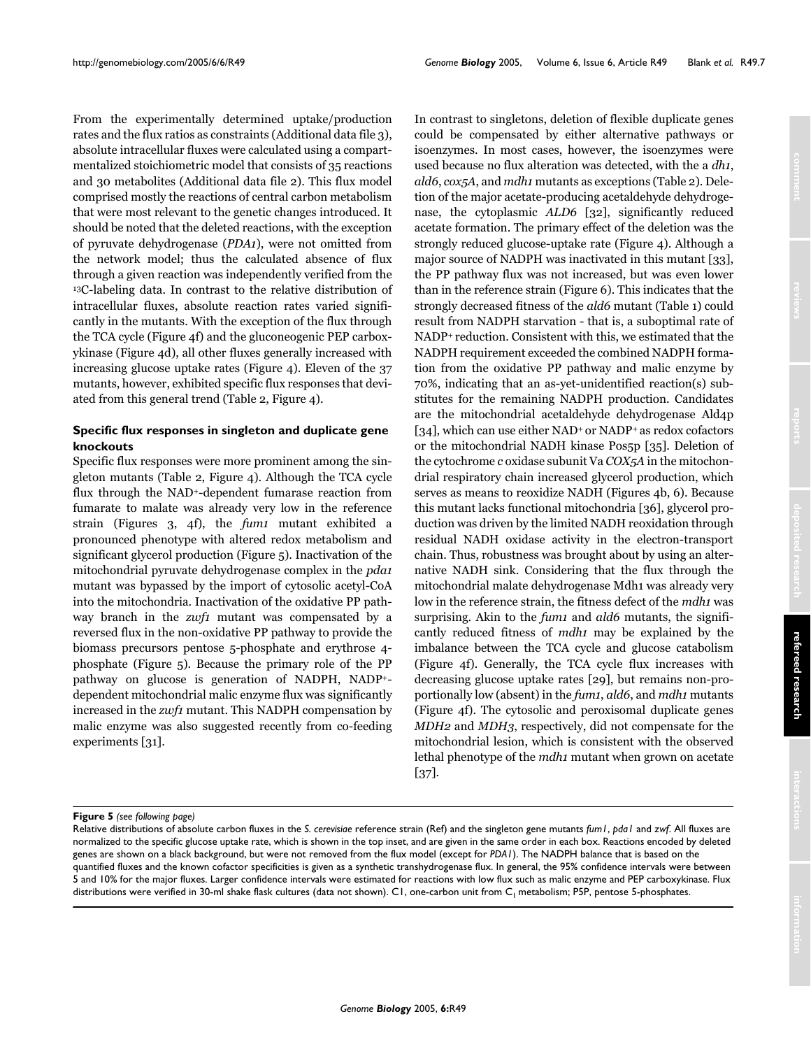From the experimentally determined uptake/production rates and the flux ratios as constraints (Additional data file 3), absolute intracellular fluxes were calculated using a compartmentalized stoichiometric model that consists of 35 reactions and 30 metabolites (Additional data file 2). This flux model comprised mostly the reactions of central carbon metabolism that were most relevant to the genetic changes introduced. It should be noted that the deleted reactions, with the exception of pyruvate dehydrogenase (*PDA1*), were not omitted from the network model; thus the calculated absence of flux through a given reaction was independently verified from the $^{13}C$-labeling data. In contrast to the relative distribution of intracellular fluxes, absolute reaction rates varied significantly in the mutants. With the exception of the flux through the TCA cycle (Figure 4f) and the gluconeogenic PEP carboxykinase (Figure 4d), all other fluxes generally increased with increasing glucose uptake rates (Figure 4). Eleven of the 37 mutants, however, exhibited specific flux responses that deviated from this general trend (Table 2, Figure 4).

### Specific flux responses in singleton and duplicate gene knockouts

Specific flux responses were more prominent among the singleton mutants (Table 2, Figure 4). Although the TCA cycle flux through the $NAD^+$-dependent fumarase reaction from fumarate to malate was already very low in the reference strain (Figures 3, 4f), the *fum1* mutant exhibited a pronounced phenotype with altered redox metabolism and significant glycerol production (Figure 5). Inactivation of the mitochondrial pyruvate dehydrogenase complex in the *pda1* mutant was bypassed by the import of cytosolic acetyl-CoA into the mitochondria. Inactivation of the oxidative PP pathway branch in the *zwf1* mutant was compensated by a reversed flux in the non-oxidative PP pathway to provide the biomass precursors pentose 5-phosphate and erythrose 4-phosphate (Figure 5). Because the primary role of the PP pathway on glucose is generation of NADPH, $NADP^+$-dependent mitochondrial malic enzyme flux was significantly increased in the *zwf1* mutant. This NADPH compensation by malic enzyme was also suggested recently from co-feeding experiments [31].

In contrast to singletons, deletion of flexible duplicate genes could be compensated by either alternative pathways or isoenzymes. In most cases, however, the isoenzymes were used because no flux alteration was detected, with the a *dh1*, *ald6*, *cox5A*, and *mdh1* mutants as exceptions (Table 2). Deletion of the major acetate-producing acetaldehyde dehydrogenase, the cytoplasmic *ALD6* [32], significantly reduced acetate formation. The primary effect of the deletion was the strongly reduced glucose-uptake rate (Figure 4). Although a major source of NADPH was inactivated in this mutant [33], the PP pathway flux was not increased, but was even lower than in the reference strain (Figure 6). This indicates that the strongly decreased fitness of the *ald6* mutant (Table 1) could result from NADPH starvation - that is, a suboptimal rate of $NADP^+$ reduction. Consistent with this, we estimated that the NADPH requirement exceeded the combined NADPH formation from the oxidative PP pathway and malic enzyme by 70%, indicating that an as-yet-unidentified reaction(s) substitutes for the remaining NADPH production. Candidates are the mitochondrial acetaldehyde dehydrogenase Ald4p [34], which can use either $NAD^+$ or $NADP^+$ as redox cofactors or the mitochondrial NADH kinase Pos5p [35]. Deletion of the cytochrome *c* oxidase subunit Va *COX5A* in the mitochondrial respiratory chain increased glycerol production, which serves as means to reoxidize NADH (Figures 4b, 6). Because this mutant lacks functional mitochondria [36], glycerol production was driven by the limited NADH reoxidation through residual NADH oxidase activity in the electron-transport chain. Thus, robustness was brought about by using an alternative NADH sink. Considering that the flux through the mitochondrial malate dehydrogenase Mdh1 was already very low in the reference strain, the fitness defect of the *mdh1* was surprising. Akin to the *fum1* and *ald6* mutants, the significantly reduced fitness of *mdh1* may be explained by the imbalance between the TCA cycle and glucose catabolism (Figure 4f). Generally, the TCA cycle flux increases with decreasing glucose uptake rates [29], but remains non-proportionally low (absent) in the *fum1*, *ald6*, and *mdh1* mutants (Figure 4f). The cytosolic and peroxisomal duplicate genes *MDH2* and *MDH3*, respectively, did not compensate for the mitochondrial lesion, which is consistent with the observed lethal phenotype of the *mdh1* mutant when grown on acetate [37].

**Figure 5** *(see following page)*
Relative distributions of absolute carbon fluxes in the *S. cerevisiae* reference strain (Ref) and the singleton gene mutants *fum1*, *pda1* and *zwf*. All fluxes are normalized to the specific glucose uptake rate, which is shown in the top inset, and are given in the same order in each box. Reactions encoded by deleted genes are shown on a black background, but were not removed from the flux model (except for *PDA1*). The NADPH balance that is based on the quantified fluxes and the known cofactor specificities is given as a synthetic transhydrogenase flux. In general, the 95% confidence intervals were between 5 and 10% for the major fluxes. Larger confidence intervals were estimated for reactions with low flux such as malic enzyme and PEP carboxykinase. Flux distributions were verified in 30-ml shake flask cultures (data not shown). C1, one-carbon unit from $C_1$ metabolism; P5P, pentose 5-phosphates.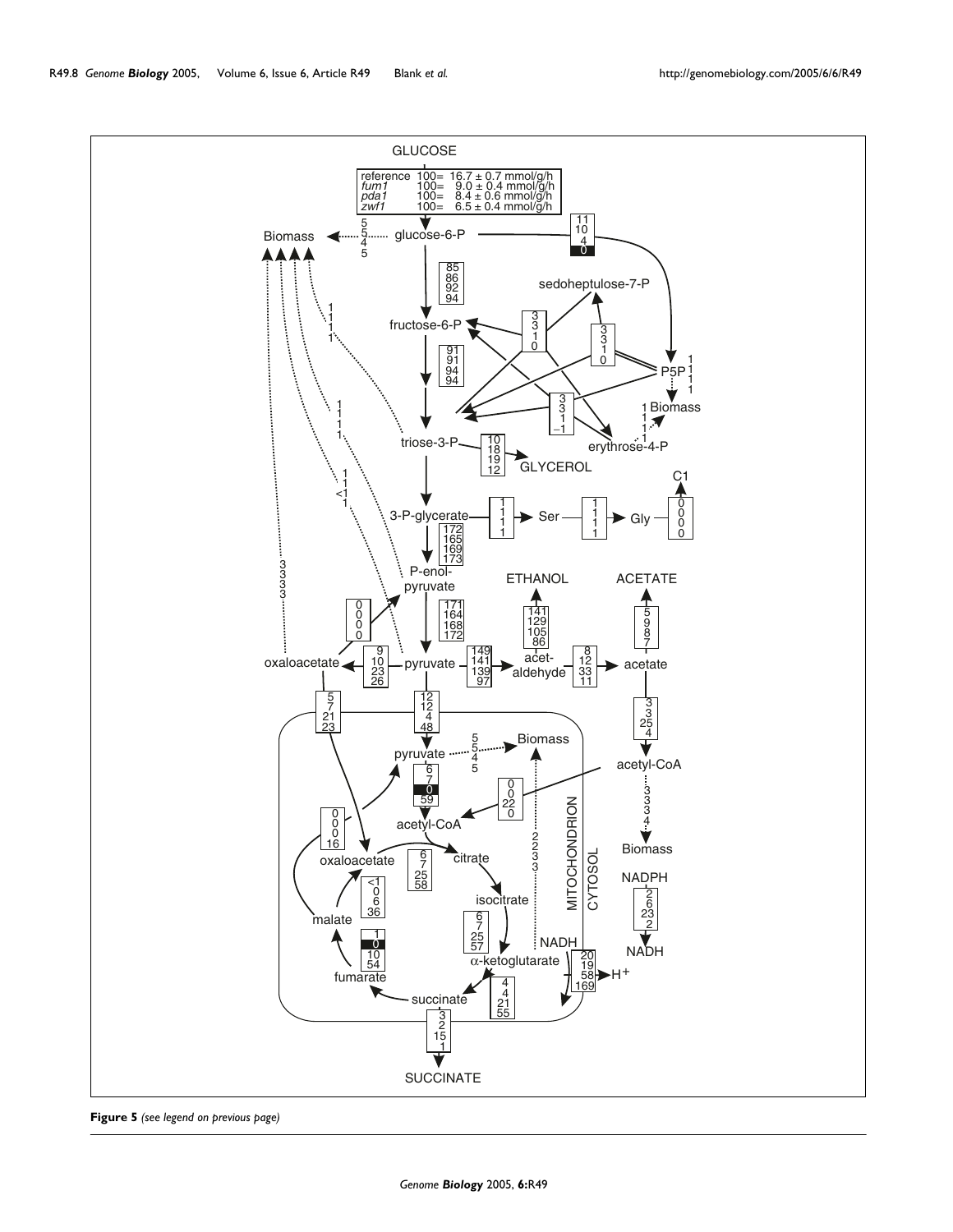**Figure 5** *(see legend on previous page)*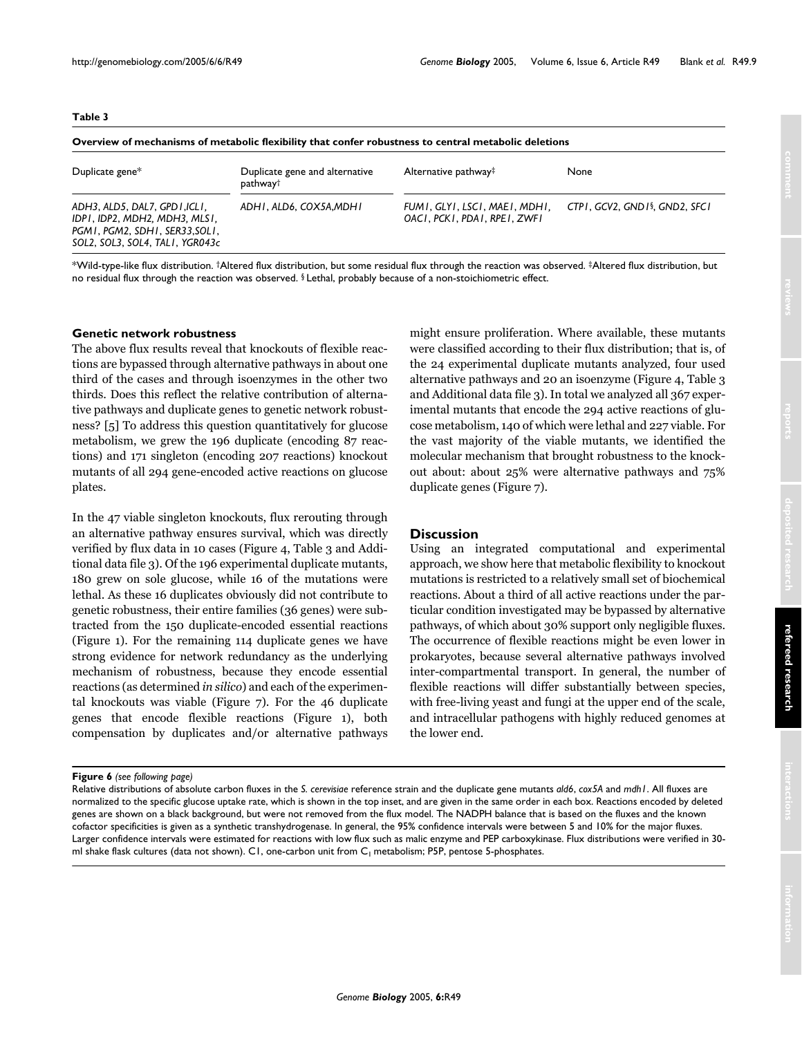**Table 3**

**Overview of mechanisms of metabolic flexibility that confer robustness to central metabolic deletions**

| Duplicate gene* | Duplicate gene and alternative pathway† | Alternative pathway‡ | None |
|---|---|---|---|
| *ADH3, ALD5, DAL7, GPD1,ICL1, IDP1, IDP2, MDH2, MDH3, MLS1, PGM1, PGM2, SDH1, SER33,SOL1, SOL2, SOL3, SOL4, TAL1, YGR043c* | *ADH1, ALD6, COX5A,MDH1* | *FUM1, GLY1, LSC1, MAE1, MDH1, OAC1, PCK1, PDA1, RPE1, ZWF1* | *CTP1, GCV2, GND1*§*, GND2, SFC1* |

*Wild-type-like flux distribution. †Altered flux distribution, but some residual flux through the reaction was observed. ‡Altered flux distribution, but no residual flux through the reaction was observed. §Lethal, probably because of a non-stoichiometric effect.

### Genetic network robustness

The above flux results reveal that knockouts of flexible reactions are bypassed through alternative pathways in about one third of the cases and through isoenzymes in the other two thirds. Does this reflect the relative contribution of alternative pathways and duplicate genes to genetic network robustness? [5] To address this question quantitatively for glucose metabolism, we grew the 196 duplicate (encoding 87 reactions) and 171 singleton (encoding 207 reactions) knockout mutants of all 294 gene-encoded active reactions on glucose plates.

In the 47 viable singleton knockouts, flux rerouting through an alternative pathway ensures survival, which was directly verified by flux data in 10 cases (Figure 4, Table 3 and Additional data file 3). Of the 196 experimental duplicate mutants, 180 grew on sole glucose, while 16 of the mutations were lethal. As these 16 duplicates obviously did not contribute to genetic robustness, their entire families (36 genes) were subtracted from the 150 duplicate-encoded essential reactions (Figure 1). For the remaining 114 duplicate genes we have strong evidence for network redundancy as the underlying mechanism of robustness, because they encode essential reactions (as determined *in silico*) and each of the experimental knockouts was viable (Figure 7). For the 46 duplicate genes that encode flexible reactions (Figure 1), both compensation by duplicates and/or alternative pathways might ensure proliferation. Where available, these mutants were classified according to their flux distribution; that is, of the 24 experimental duplicate mutants analyzed, four used alternative pathways and 20 an isoenzyme (Figure 4, Table 3 and Additional data file 3). In total we analyzed all 367 experimental mutants that encode the 294 active reactions of glucose metabolism, 140 of which were lethal and 227 viable. For the vast majority of the viable mutants, we identified the molecular mechanism that brought robustness to the knockout about: about 25% were alternative pathways and 75% duplicate genes (Figure 7).

## Discussion

Using an integrated computational and experimental approach, we show here that metabolic flexibility to knockout mutations is restricted to a relatively small set of biochemical reactions. About a third of all active reactions under the particular condition investigated may be bypassed by alternative pathways, of which about 30% support only negligible fluxes. The occurrence of flexible reactions might be even lower in prokaryotes, because several alternative pathways involved inter-compartmental transport. In general, the number of flexible reactions will differ substantially between species, with free-living yeast and fungi at the upper end of the scale, and intracellular pathogens with highly reduced genomes at the lower end.

**Figure 6** *(see following page)*

Relative distributions of absolute carbon fluxes in the *S. cerevisiae* reference strain and the duplicate gene mutants *ald6*, *cox5A* and *mdh1*. All fluxes are normalized to the specific glucose uptake rate, which is shown in the top inset, and are given in the same order in each box. Reactions encoded by deleted genes are shown on a black background, but were not removed from the flux model. The NADPH balance that is based on the fluxes and the known cofactor specificities is given as a synthetic transhydrogenase. In general, the 95% confidence intervals were between 5 and 10% for the major fluxes. Larger confidence intervals were estimated for reactions with low flux such as malic enzyme and PEP carboxykinase. Flux distributions were verified in 30-ml shake flask cultures (data not shown). C1, one-carbon unit from $C_1$ metabolism; P5P, pentose 5-phosphates.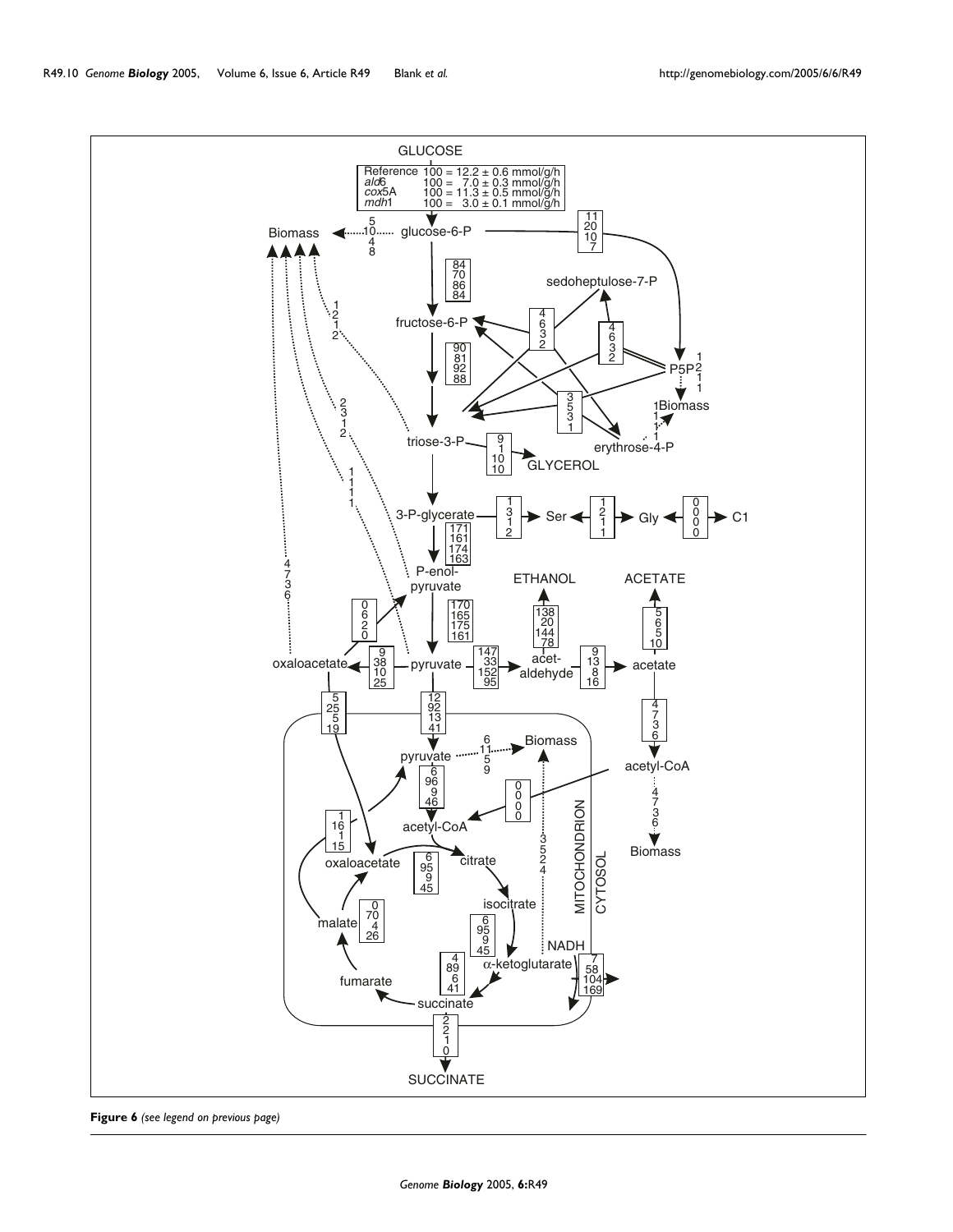**Figure 6** *(see legend on previous page)*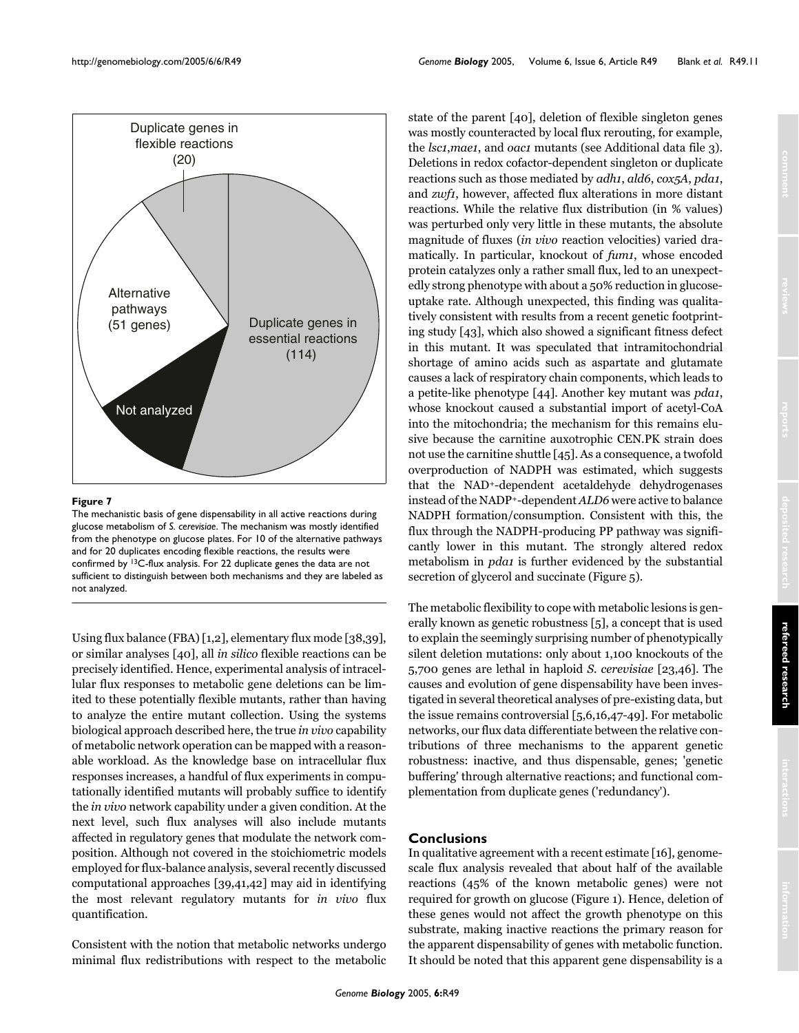Duplicate genes in flexible reactions (20)

Alternative pathways (51 genes)

Duplicate genes in essential reactions (114)

Not analyzed

**Figure 7**

The mechanistic basis of gene dispensability in all active reactions during glucose metabolism of *S. cerevisiae*. The mechanism was mostly identified from the phenotype on glucose plates. For 10 of the alternative pathways and for 20 duplicates encoding flexible reactions, the results were confirmed by $^{13}$C-flux analysis. For 22 duplicate genes the data are not sufficient to distinguish between both mechanisms and they are labeled as not analyzed.

Using flux balance (FBA) [1,2], elementary flux mode [38,39], or similar analyses [40], all *in silico* flexible reactions can be precisely identified. Hence, experimental analysis of intracellular flux responses to metabolic gene deletions can be limited to these potentially flexible mutants, rather than having to analyze the entire mutant collection. Using the systems biological approach described here, the true *in vivo* capability of metabolic network operation can be mapped with a reasonable workload. As the knowledge base on intracellular flux responses increases, a handful of flux experiments in computationally identified mutants will probably suffice to identify the *in vivo* network capability under a given condition. At the next level, such flux analyses will also include mutants affected in regulatory genes that modulate the network composition. Although not covered in the stoichiometric models employed for flux-balance analysis, several recently discussed computational approaches [39,41,42] may aid in identifying the most relevant regulatory mutants for *in vivo* flux quantification.

Consistent with the notion that metabolic networks undergo minimal flux redistributions with respect to the metabolic state of the parent [40], deletion of flexible singleton genes was mostly counteracted by local flux rerouting, for example, the *lsc1*,*mae1*, and *oac1* mutants (see Additional data file 3). Deletions in redox cofactor-dependent singleton or duplicate reactions such as those mediated by *adh1*, *ald6*, *cox5A*, *pda1*, and *zwf1*, however, affected flux alterations in more distant reactions. While the relative flux distribution (in % values) was perturbed only very little in these mutants, the absolute magnitude of fluxes (*in vivo* reaction velocities) varied dramatically. In particular, knockout of *fum1*, whose encoded protein catalyzes only a rather small flux, led to an unexpectedly strong phenotype with about a 50% reduction in glucose-uptake rate. Although unexpected, this finding was qualitatively consistent with results from a recent genetic footprinting study [43], which also showed a significant fitness defect in this mutant. It was speculated that intramitochondrial shortage of amino acids such as aspartate and glutamate causes a lack of respiratory chain components, which leads to a petite-like phenotype [44]. Another key mutant was *pda1*, whose knockout caused a substantial import of acetyl-CoA into the mitochondria; the mechanism for this remains elusive because the carnitine auxotrophic CEN.PK strain does not use the carnitine shuttle [45]. As a consequence, a twofold overproduction of NADPH was estimated, which suggests that the $NAD^+$-dependent acetaldehyde dehydrogenases instead of the $NADP^+$-dependent *ALD6* were active to balance NADPH formation/consumption. Consistent with this, the flux through the NADPH-producing PP pathway was significantly lower in this mutant. The strongly altered redox metabolism in *pda1* is further evidenced by the substantial secretion of glycerol and succinate (Figure 5).

The metabolic flexibility to cope with metabolic lesions is generally known as genetic robustness [5], a concept that is used to explain the seemingly surprising number of phenotypically silent deletion mutations: only about 1,100 knockouts of the 5,700 genes are lethal in haploid *S. cerevisiae* [23,46]. The causes and evolution of gene dispensability have been investigated in several theoretical analyses of pre-existing data, but the issue remains controversial [5,6,16,47-49]. For metabolic networks, our flux data differentiate between the relative contributions of three mechanisms to the apparent genetic robustness: inactive, and thus dispensable, genes; 'genetic buffering' through alternative reactions; and functional complementation from duplicate genes ('redundancy').

## Conclusions

In qualitative agreement with a recent estimate [16], genome-scale flux analysis revealed that about half of the available reactions (45% of the known metabolic genes) were not required for growth on glucose (Figure 1). Hence, deletion of these genes would not affect the growth phenotype on this substrate, making inactive reactions the primary reason for the apparent dispensability of genes with metabolic function. It should be noted that this apparent gene dispensability is a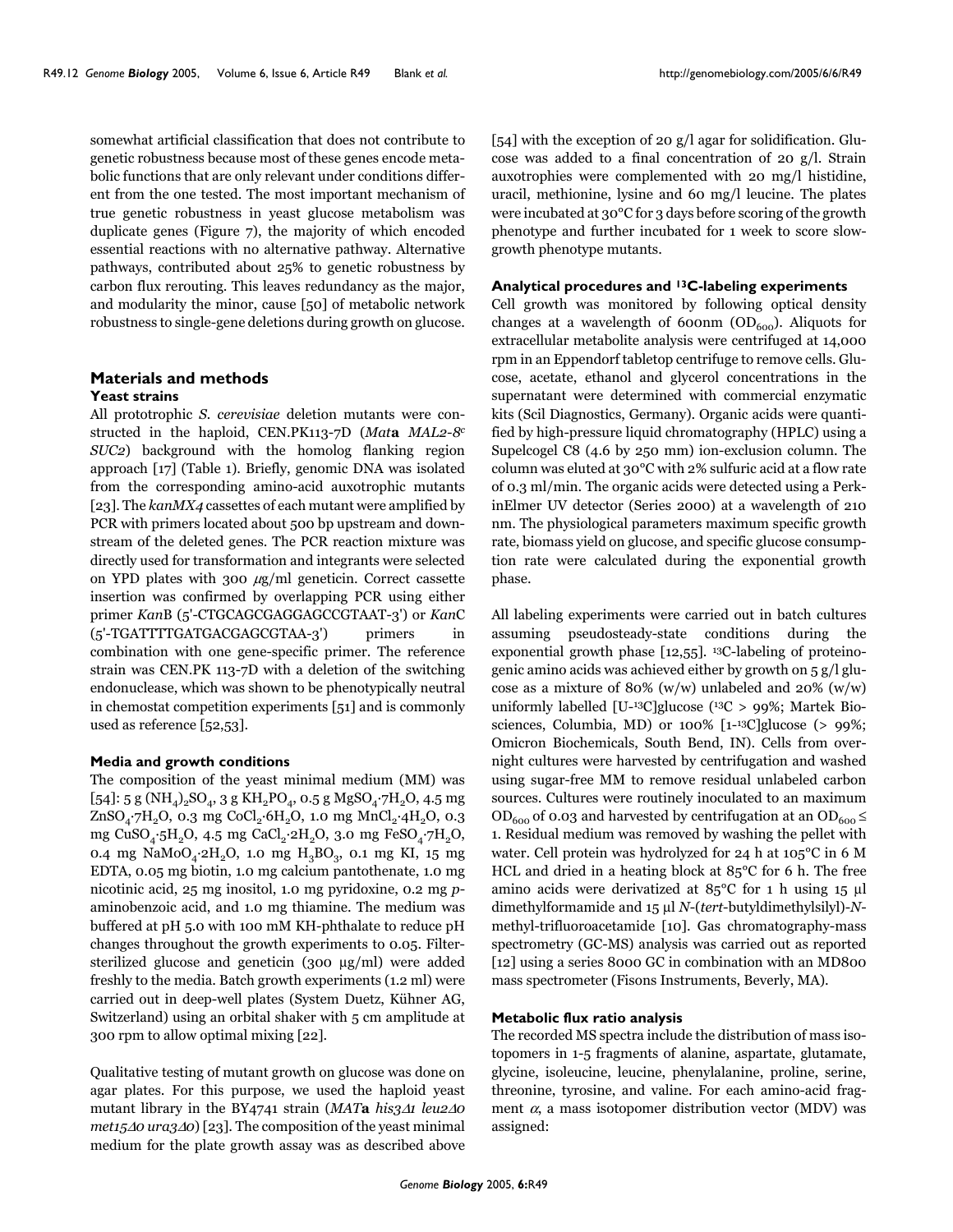somewhat artificial classification that does not contribute to genetic robustness because most of these genes encode metabolic functions that are only relevant under conditions different from the one tested. The most important mechanism of true genetic robustness in yeast glucose metabolism was duplicate genes (Figure 7), the majority of which encoded essential reactions with no alternative pathway. Alternative pathways, contributed about 25% to genetic robustness by carbon flux rerouting. This leaves redundancy as the major, and modularity the minor, cause [50] of metabolic network robustness to single-gene deletions during growth on glucose.

## Materials and methods

### Yeast strains

All prototrophic *S. cerevisiae* deletion mutants were constructed in the haploid, CEN.PK113-7D (*Mat***a** *MAL2-8^c SUC2*) background with the homolog flanking region approach [17] (Table 1). Briefly, genomic DNA was isolated from the corresponding amino-acid auxotrophic mutants [23]. The *kanMX4* cassettes of each mutant were amplified by PCR with primers located about 500 bp upstream and downstream of the deleted genes. The PCR reaction mixture was directly used for transformation and integrants were selected on YPD plates with 300 $\mu$g/ml geneticin. Correct cassette insertion was confirmed by overlapping PCR using either primer *Kan*B (5'-CTGCAGCGAGGAGCCGTAAT-3') or *Kan*C (5'-TGATTTTGATGACGAGCGTAA-3') primers in combination with one gene-specific primer. The reference strain was CEN.PK 113-7D with a deletion of the switching endonuclease, which was shown to be phenotypically neutral in chemostat competition experiments [51] and is commonly used as reference [52,53].

### Media and growth conditions

The composition of the yeast minimal medium (MM) was [54]: 5 g $(NH_4)_2SO_4$, 3 g $KH_2PO_4$, 0.5 g $MgSO_4{\cdot}7H_2O$, 4.5 mg $ZnSO_4{\cdot}7H_2O$, 0.3 mg $CoCl_2{\cdot}6H_2O$, 1.0 mg $MnCl_2{\cdot}4H_2O$, 0.3 mg $CuSO_4{\cdot}5H_2O$, 4.5 mg $CaCl_2{\cdot}2H_2O$, 3.0 mg $FeSO_4{\cdot}7H_2O$, 0.4 mg $NaMoO_4{\cdot}2H_2O$, 1.0 mg $H_3BO_3$, 0.1 mg KI, 15 mg EDTA, 0.05 mg biotin, 1.0 mg calcium pantothenate, 1.0 mg nicotinic acid, 25 mg inositol, 1.0 mg pyridoxine, 0.2 mg *p*-aminobenzoic acid, and 1.0 mg thiamine. The medium was buffered at pH 5.0 with 100 mM KH-phthalate to reduce pH changes throughout the growth experiments to 0.05. Filter-sterilized glucose and geneticin (300 μg/ml) were added freshly to the media. Batch growth experiments (1.2 ml) were carried out in deep-well plates (System Duetz, Kühner AG, Switzerland) using an orbital shaker with 5 cm amplitude at 300 rpm to allow optimal mixing [22].

Qualitative testing of mutant growth on glucose was done on agar plates. For this purpose, we used the haploid yeast mutant library in the BY4741 strain (*MAT***a** *his3Δ1 leu2Δ0 met15Δ0 ura3Δ0*) [23]. The composition of the yeast minimal medium for the plate growth assay was as described above [54] with the exception of 20 g/l agar for solidification. Glucose was added to a final concentration of 20 g/l. Strain auxotrophies were complemented with 20 mg/l histidine, uracil, methionine, lysine and 60 mg/l leucine. The plates were incubated at 30°C for 3 days before scoring of the growth phenotype and further incubated for 1 week to score slow-growth phenotype mutants.

### Analytical procedures and $^{13}$C-labeling experiments

Cell growth was monitored by following optical density changes at a wavelength of 600nm ($OD_{600}$). Aliquots for extracellular metabolite analysis were centrifuged at 14,000 rpm in an Eppendorf tabletop centrifuge to remove cells. Glucose, acetate, ethanol and glycerol concentrations in the supernatant were determined with commercial enzymatic kits (Scil Diagnostics, Germany). Organic acids were quantified by high-pressure liquid chromatography (HPLC) using a Supelcogel C8 (4.6 by 250 mm) ion-exclusion column. The column was eluted at 30°C with 2% sulfuric acid at a flow rate of 0.3 ml/min. The organic acids were detected using a PerkinElmer UV detector (Series 2000) at a wavelength of 210 nm. The physiological parameters maximum specific growth rate, biomass yield on glucose, and specific glucose consumption rate were calculated during the exponential growth phase.

All labeling experiments were carried out in batch cultures assuming pseudosteady-state conditions during the exponential growth phase [12,55]. $^{13}$C-labeling of proteinogenic amino acids was achieved either by growth on 5 g/l glucose as a mixture of 80% (w/w) unlabeled and 20% (w/w) uniformly labelled [U-$^{13}$C]glucose ($^{13}$C > 99%; Martek Biosciences, Columbia, MD) or 100% [1-$^{13}$C]glucose (> 99%; Omicron Biochemicals, South Bend, IN). Cells from overnight cultures were harvested by centrifugation and washed using sugar-free MM to remove residual unlabeled carbon sources. Cultures were routinely inoculated to an maximum $OD_{600}$ of 0.03 and harvested by centrifugation at an $OD_{600} \leq$ 1. Residual medium was removed by washing the pellet with water. Cell protein was hydrolyzed for 24 h at 105°C in 6 M HCL and dried in a heating block at 85°C for 6 h. The free amino acids were derivatized at 85°C for 1 h using 15 μl dimethylformamide and 15 μl *N*-(*tert*-butyldimethylsilyl)-*N*-methyl-trifluoroacetamide [10]. Gas chromatography-mass spectrometry (GC-MS) analysis was carried out as reported [12] using a series 8000 GC in combination with an MD800 mass spectrometer (Fisons Instruments, Beverly, MA).

### Metabolic flux ratio analysis

The recorded MS spectra include the distribution of mass isotopomers in 1-5 fragments of alanine, aspartate, glutamate, glycine, isoleucine, leucine, phenylalanine, proline, serine, threonine, tyrosine, and valine. For each amino-acid fragment $\alpha$, a mass isotopomer distribution vector (MDV) was assigned: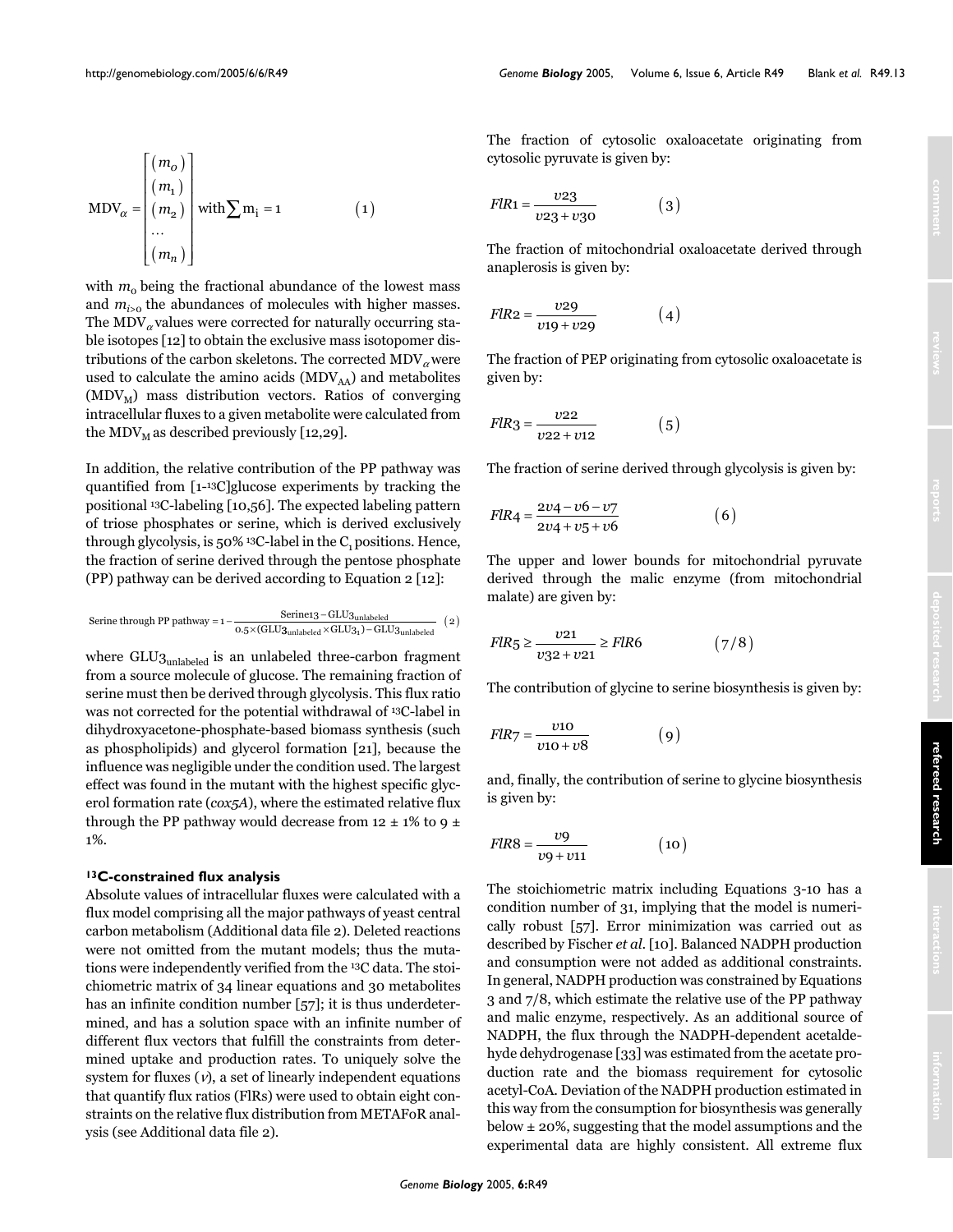$$\text{MDV}_{\alpha} = \begin{bmatrix} (m_o) \\ (m_1) \\ (m_2) \\ \cdots \\ (m_n) \end{bmatrix} \text{ with} \sum \text{m}_\text{i} = 1 \qquad (1)$$

with $m_0$ being the fractional abundance of the lowest mass and $m_{i>0}$ the abundances of molecules with higher masses. The $\text{MDV}_{\alpha}$ values were corrected for naturally occurring stable isotopes [12] to obtain the exclusive mass isotopomer distributions of the carbon skeletons. The corrected $\text{MDV}_{\alpha}$ were used to calculate the amino acids ($\text{MDV}_{\text{AA}}$) and metabolites ($\text{MDV}_{\text{M}}$) mass distribution vectors. Ratios of converging intracellular fluxes to a given metabolite were calculated from the $\text{MDV}_{\text{M}}$ as described previously [12,29].

In addition, the relative contribution of the PP pathway was quantified from [1-$^{13}$C]glucose experiments by tracking the positional $^{13}$C-labeling [10,56]. The expected labeling pattern of triose phosphates or serine, which is derived exclusively through glycolysis, is 50% $^{13}$C-label in the $C_1$ positions. Hence, the fraction of serine derived through the pentose phosphate (PP) pathway can be derived according to Equation 2 [12]:

$$\text{Serine through PP pathway} = 1 - \frac{\text{Serine13} - \text{GLU3}_{\text{unlabeled}}}{0.5 \times (\text{GLU3}_{\text{unlabeled}} \times \text{GLU3}_1) - \text{GLU3}_{\text{unlabeled}}} \quad (2)$$

where $\text{GLU3}_{\text{unlabeled}}$ is an unlabeled three-carbon fragment from a source molecule of glucose. The remaining fraction of serine must then be derived through glycolysis. This flux ratio was not corrected for the potential withdrawal of $^{13}$C-label in dihydroxyacetone-phosphate-based biomass synthesis (such as phospholipids) and glycerol formation [21], because the influence was negligible under the condition used. The largest effect was found in the mutant with the highest specific glycerol formation rate (*cox5A*), where the estimated relative flux through the PP pathway would decrease from 12 ± 1% to 9 ± 1%.

### $^{13}$C-constrained flux analysis

Absolute values of intracellular fluxes were calculated with a flux model comprising all the major pathways of yeast central carbon metabolism (Additional data file 2). Deleted reactions were not omitted from the mutant models; thus the mutations were independently verified from the $^{13}$C data. The stoichiometric matrix of 34 linear equations and 30 metabolites has an infinite condition number [57]; it is thus underdetermined, and has a solution space with an infinite number of different flux vectors that fulfill the constraints from determined uptake and production rates. To uniquely solve the system for fluxes ($v$), a set of linearly independent equations that quantify flux ratios (FlRs) were used to obtain eight constraints on the relative flux distribution from METAFoR analysis (see Additional data file 2).

The fraction of cytosolic oxaloacetate originating from cytosolic pyruvate is given by:

$$FlR1 = \frac{v23}{v23 + v30} \qquad (3)$$

The fraction of mitochondrial oxaloacetate derived through anaplerosis is given by:

$$FlR2 = \frac{v29}{v19 + v29} \qquad (4)$$

The fraction of PEP originating from cytosolic oxaloacetate is given by:

$$FlR3 = \frac{v22}{v22 + v12} \qquad (5)$$

The fraction of serine derived through glycolysis is given by:

$$FlR4 = \frac{2v4 - v6 - v7}{2v4 + v5 + v6} \qquad (6)$$

The upper and lower bounds for mitochondrial pyruvate derived through the malic enzyme (from mitochondrial malate) are given by:

$$FlR5 \geq \frac{v21}{v32 + v21} \geq FlR6 \qquad (7/8)$$

The contribution of glycine to serine biosynthesis is given by:

$$FlR7 = \frac{v10}{v10 + v8} \qquad (9)$$

and, finally, the contribution of serine to glycine biosynthesis is given by:

$$FlR8 = \frac{v9}{v9 + v11} \qquad (10)$$

The stoichiometric matrix including Equations 3-10 has a condition number of 31, implying that the model is numerically robust [57]. Error minimization was carried out as described by Fischer *et al.* [10]. Balanced NADPH production and consumption were not added as additional constraints. In general, NADPH production was constrained by Equations 3 and 7/8, which estimate the relative use of the PP pathway and malic enzyme, respectively. As an additional source of NADPH, the flux through the NADPH-dependent acetaldehyde dehydrogenase [33] was estimated from the acetate production rate and the biomass requirement for cytosolic acetyl-CoA. Deviation of the NADPH production estimated in this way from the consumption for biosynthesis was generally below ± 20%, suggesting that the model assumptions and the experimental data are highly consistent. All extreme flux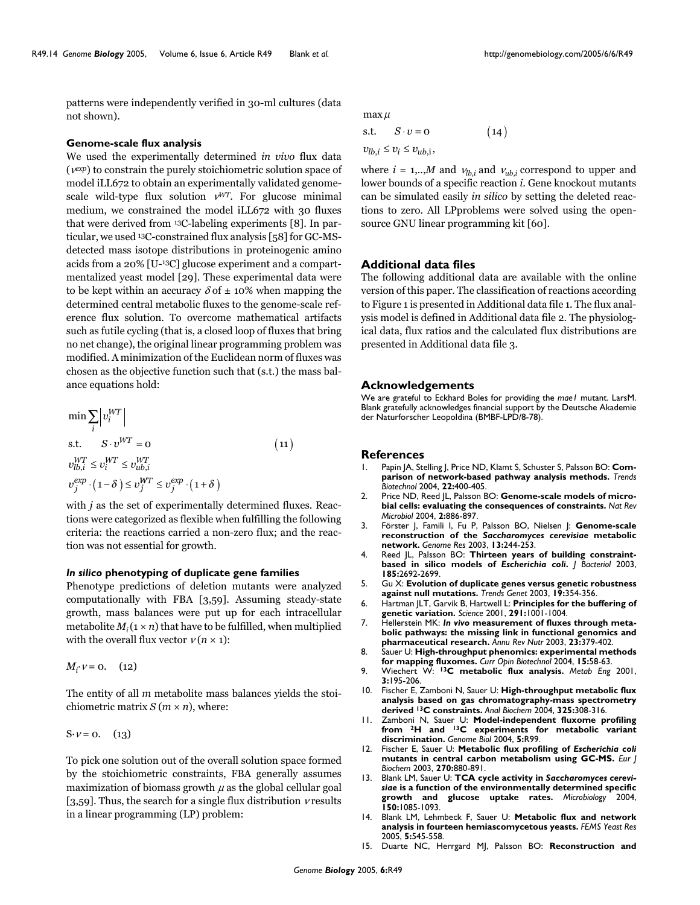patterns were independently verified in 30-ml cultures (data not shown).

### Genome-scale flux analysis

We used the experimentally determined *in vivo* flux data ($v^{exp}$) to constrain the purely stoichiometric solution space of model iLL672 to obtain an experimentally validated genome-scale wild-type flux solution $v^{WT}$. For glucose minimal medium, we constrained the model iLL672 with 30 fluxes that were derived from $^{13}$C-labeling experiments [8]. In particular, we used $^{13}$C-constrained flux analysis [58] for GC-MS-detected mass isotope distributions in proteinogenic amino acids from a 20% [U-$^{13}$C] glucose experiment and a compartmentalized yeast model [29]. These experimental data were to be kept within an accuracy $\delta$ of ± 10% when mapping the determined central metabolic fluxes to the genome-scale reference flux solution. To overcome mathematical artifacts such as futile cycling (that is, a closed loop of fluxes that bring no net change), the original linear programming problem was modified. A minimization of the Euclidean norm of fluxes was chosen as the objective function such that (s.t.) the mass balance equations hold:

$$
\begin{aligned}
&\min \sum_i \left| v_i^{WT} \right| \\
&\text{s.t.} \quad S \cdot v^{WT} = 0 \qquad\qquad (11) \\
&v_{lb,i}^{WT} \leq v_i^{WT} \leq v_{ub,i}^{WT} \\
&v_j^{exp} \cdot (1-\delta) \leq v_j^{WT} \leq v_j^{exp} \cdot (1+\delta)
\end{aligned}
$$

with $j$ as the set of experimentally determined fluxes. Reactions were categorized as flexible when fulfilling the following criteria: the reactions carried a non-zero flux; and the reaction was not essential for growth.

### *In silico* phenotyping of duplicate gene families

Phenotype predictions of deletion mutants were analyzed computationally with FBA [3,59]. Assuming steady-state growth, mass balances were put up for each intracellular metabolite $M_i (1 \times n)$ that have to be fulfilled, when multiplied with the overall flux vector $v (n \times 1)$:

$$M_i \cdot v = 0. \quad (12)$$

The entity of all $m$ metabolite mass balances yields the stoichiometric matrix $S (m \times n)$, where:

$$S \cdot v = 0. \quad (13)$$

To pick one solution out of the overall solution space formed by the stoichiometric constraints, FBA generally assumes maximization of biomass growth $\mu$ as the global cellular goal [3,59]. Thus, the search for a single flux distribution $v$ results in a linear programming (LP) problem:

$$
\begin{aligned}
&\max \mu \\
&\text{s.t.} \quad S \cdot v = 0 \qquad\qquad (14) \\
&v_{lb,i} \leq v_i \leq v_{ub,i},
\end{aligned}
$$

where $i$ = 1,..,$M$ and $v_{lb,i}$ and $v_{ub,i}$ correspond to upper and lower bounds of a specific reaction $i$. Gene knockout mutants can be simulated easily *in silico* by setting the deleted reactions to zero. All LPproblems were solved using the open-source GNU linear programming kit [60].

## Additional data files

The following additional data are available with the online version of this paper. The classification of reactions according to Figure 1 is presented in Additional data file 1. The flux analysis model is defined in Additional data file 2. The physiological data, flux ratios and the calculated flux distributions are presented in Additional data file 3.

## Acknowledgements

We are grateful to Eckhard Boles for providing the *mae1* mutant. LarsM. Blank gratefully acknowledges financial support by the Deutsche Akademie der Naturforscher Leopoldina (BMBF-LPD/8-78).

## References

1. Papin JA, Stelling J, Price ND, Klamt S, Schuster S, Palsson BO: **Comparison of network-based pathway analysis methods.** *Trends Biotechnol* 2004, **22:**400-405.
2. Price ND, Reed JL, Palsson BO: **Genome-scale models of microbial cells: evaluating the consequences of constraints.** *Nat Rev Microbiol* 2004, **2:**886-897.
3. Förster J, Famili I, Fu P, Palsson BO, Nielsen J: **Genome-scale reconstruction of the *Saccharomyces cerevisiae* metabolic network.** *Genome Res* 2003, **13:**244-253.
4. Reed JL, Palsson BO: **Thirteen years of building constraint-based in silico models of *Escherichia coli*.** *J Bacteriol* 2003, **185:**2692-2699.
5. Gu X: **Evolution of duplicate genes versus genetic robustness against null mutations.** *Trends Genet* 2003, **19:**354-356.
6. Hartman JLT, Garvik B, Hartwell L: **Principles for the buffering of genetic variation.** *Science* 2001, **291:**1001-1004.
7. Hellerstein MK: ***In vivo* measurement of fluxes through metabolic pathways: the missing link in functional genomics and pharmaceutical research.** *Annu Rev Nutr* 2003, **23:**379-402.
8. Sauer U: **High-throughput phenomics: experimental methods for mapping fluxomes.** *Curr Opin Biotechnol* 2004, **15:**58-63.
9. Wiechert W: **$^{13}$C metabolic flux analysis.** *Metab Eng* 2001, **3:**195-206.
10. Fischer E, Zamboni N, Sauer U: **High-throughput metabolic flux analysis based on gas chromatography-mass spectrometry derived $^{13}$C constraints.** *Anal Biochem* 2004, **325:**308-316.
11. Zamboni N, Sauer U: **Model-independent fluxome profiling from $^{2}$H and $^{13}$C experiments for metabolic variant discrimination.** *Genome Biol* 2004, **5:**R99.
12. Fischer E, Sauer U: **Metabolic flux profiling of *Escherichia coli* mutants in central carbon metabolism using GC-MS.** *Eur J Biochem* 2003, **270:**880-891.
13. Blank LM, Sauer U: **TCA cycle activity in *Saccharomyces cerevisiae* is a function of the environmentally determined specific growth and glucose uptake rates.** *Microbiology* 2004, **150:**1085-1093.
14. Blank LM, Lehmbeck F, Sauer U: **Metabolic flux and network analysis in fourteen hemiascomycetous yeasts.** *FEMS Yeast Res* 2005, **5:**545-558.
15. Duarte NC, Herrgard MJ, Palsson BO: **Reconstruction and**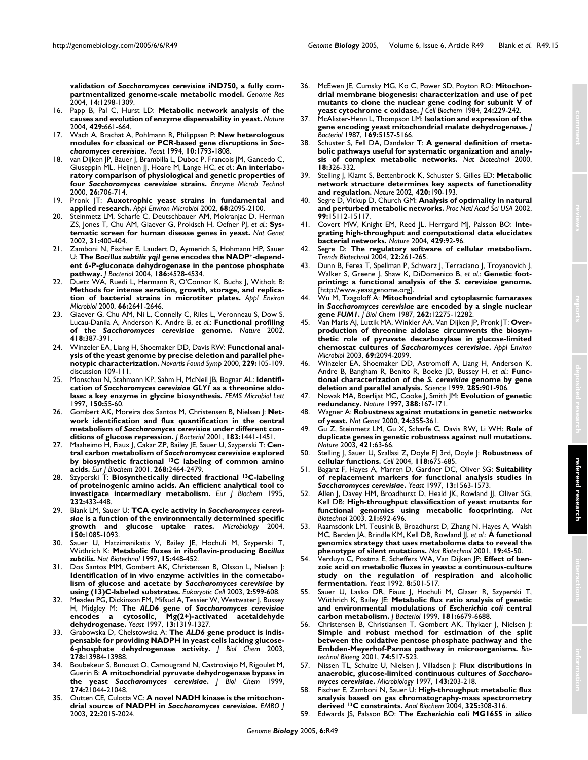**validation of *Saccharomyces cerevisiae* iND750, a fully compartmentalized genome-scale metabolic model.** *Genome Res* 2004, **14:**1298-1309.

16. Papp B, Pal C, Hurst LD: **Metabolic network analysis of the causes and evolution of enzyme dispensability in yeast.** *Nature* 2004, **429:**661-664.
17. Wach A, Brachat A, Pohlmann R, Philippsen P: **New heterologous modules for classical or PCR-based gene disruptions in *Saccharomyces cerevisiae*.** *Yeast* 1994, **10:**1793-1808.
18. van Dijken JP, Bauer J, Brambilla L, Duboc P, Francois JM, Gancedo C, Giuseppin ML, Heijnen JJ, Hoare M, Lange HC, *et al.*: **An interlaboratory comparison of physiological and genetic properties of four *Saccharomyces cerevisiae* strains.** *Enzyme Microb Technol* 2000, **26:**706-714.
19. Pronk JT: **Auxotrophic yeast strains in fundamental and applied research.** *Appl Environ Microbiol* 2002, **68:**2095-2100.
20. Steinmetz LM, Scharfe C, Deutschbauer AM, Mokranjac D, Herman ZS, Jones T, Chu AM, Giaever G, Prokisch H, Oefner PJ, *et al.*: **Systematic screen for human disease genes in yeast.** *Nat Genet* 2002, **31:**400-404.
21. Zamboni N, Fischer E, Laudert D, Aymerich S, Hohmann HP, Sauer U: **The *Bacillus subtilis yqjI* gene encodes the NADP+-dependent 6-P-gluconate dehydrogenase in the pentose phosphate pathway.** *J Bacteriol* 2004, **186:**4528-4534.
22. Duetz WA, Ruedi L, Hermann R, O'Connor K, Buchs J, Witholt B: **Methods for intense aeration, growth, storage, and replication of bacterial strains in microtiter plates.** *Appl Environ Microbiol* 2000, **66:**2641-2646.
23. Giaever G, Chu AM, Ni L, Connelly C, Riles L, Veronneau S, Dow S, Lucau-Danila A, Anderson K, Andre B, *et al.*: **Functional profiling of the *Saccharomyces cerevisiae* genome.** *Nature* 2002, **418:**387-391.
24. Winzeler EA, Liang H, Shoemaker DD, Davis RW: **Functional analysis of the yeast genome by precise deletion and parallel phenotypic characterization.** *Novartis Found Symp* 2000, **229:**105-109. discussion 109-111.
25. Monschau N, Stahmann KP, Sahm H, McNeil JB, Bognar AL: **Identification of *Saccharomyces cerevisiae GLY1* as a threonine aldolase: a key enzyme in glycine biosynthesis.** *FEMS Microbiol Lett* 1997, **150:**55-60.
26. Gombert AK, Moreira dos Santos M, Christensen B, Nielsen J: **Network identification and flux quantification in the central metabolism of *Saccharomyces cerevisiae* under different conditions of glucose repression.** *J Bacteriol* 2001, **183:**1441-1451.
27. Maaheimo H, Fiaux J, Cakar ZP, Bailey JE, Sauer U, Szyperski T: **Central carbon metabolism of *Saccharomyces cerevisiae* explored by biosynthetic fractional $^{13}$C labeling of common amino acids.** *Eur J Biochem* 2001, **268:**2464-2479.
28. Szyperski T: **Biosynthetically directed fractional $^{13}$C-labeling of proteinogenic amino acids. An efficient analytical tool to investigate intermediary metabolism.** *Eur J Biochem* 1995, **232:**433-448.
29. Blank LM, Sauer U: **TCA cycle activity in *Saccharomyces cerevisiae* is a function of the environmentally determined specific growth and glucose uptake rates.** *Microbiology* 2004, **150:**1085-1093.
30. Sauer U, Hatzimanikatis V, Bailey JE, Hochuli M, Szyperski T, Wüthrich K: **Metabolic fluxes in riboflavin-producing *Bacillus subtilis*.** *Nat Biotechnol* 1997, **15:**448-452.
31. Dos Santos MM, Gombert AK, Christensen B, Olsson L, Nielsen J: **Identification of in vivo enzyme activities in the cometabolism of glucose and acetate by *Saccharomyces cerevisiae* by using (13)C-labeled substrates.** *Eukaryotic Cell* 2003, **2:**599-608.
32. Meaden PG, Dickinson FM, Mifsud A, Tessier W, Westwater J, Bussey H, Midgley M: **The *ALD6* gene of *Saccharomyces cerevisiae* encodes a cytosolic, Mg(2+)-activated acetaldehyde dehydrogenase.** *Yeast* 1997, **13:**1319-1327.
33. Grabowska D, Chelstowska A: **The *ALD6* gene product is indispensable for providing NADPH in yeast cells lacking glucose-6-phosphate dehydrogenase activity.** *J Biol Chem* 2003, **278:**13984-13988.
34. Boubekeur S, Bunoust O, Camougrand N, Castroviejo M, Rigoulet M, Guerin B: **A mitochondrial pyruvate dehydrogenase bypass in the yeast *Saccharomyces cerevisiae*.** *J Biol Chem* 1999, **274:**21044-21048.
35. Outten CE, Culotta VC: **A novel NADH kinase is the mitochondrial source of NADPH in *Saccharomyces cerevisiae*.** *EMBO J* 2003, **22:**2015-2024.
36. McEwen JE, Cumsky MG, Ko C, Power SD, Poyton RO: **Mitochondrial membrane biogenesis: characterization and use of pet mutants to clone the nuclear gene coding for subunit V of yeast cytochrome c oxidase.** *J Cell Biochem* 1984, **24:**229-242.
37. McAlister-Henn L, Thompson LM: **Isolation and expression of the gene encoding yeast mitochondrial malate dehydrogenase.** *J Bacteriol* 1987, **169:**5157-5166.
38. Schuster S, Fell DA, Dandekar T: **A general definition of metabolic pathways useful for systematic organization and analysis of complex metabolic networks.** *Nat Biotechnol* 2000, **18:**326-332.
39. Stelling J, Klamt S, Bettenbrock K, Schuster S, Gilles ED: **Metabolic network structure determines key aspects of functionality and regulation.** *Nature* 2002, **420:**190-193.
40. Segre D, Vitkup D, Church GM: **Analysis of optimality in natural and perturbed metabolic networks.** *Proc Natl Acad Sci USA* 2002, **99:**15112-15117.
41. Covert MW, Knight EM, Reed JL, Herrgard MJ, Palsson BO: **Integrating high-throughput and computational data elucidates bacterial networks.** *Nature* 2004, **429:**92-96.
42. Segre D: **The regulatory software of cellular metabolism.** *Trends Biotechnol* 2004, **22:**261-265.
43. Dunn B, Ferea T, Spellman P, Schwarz J, Terraciano J, Troyanovich J, Walker S, Greene J, Shaw K, DiDomenico B, *et al.*: **Genetic footprinting: a functional analysis of the *S. cerevisiae* genome.** [http://www.yeastgenome.org].
44. Wu M, Tzagoloff A: **Mitochondrial and cytoplasmic fumarases in *Saccharomyces cerevisiae* are encoded by a single nuclear gene *FUM1*.** *J Biol Chem* 1987, **262:**12275-12282.
45. Van Maris AJ, Luttik MA, Winkler AA, Van Dijken JP, Pronk JT: **Overproduction of threonine aldolase circumvents the biosynthetic role of pyruvate decarboxylase in glucose-limited chemostat cultures of *Saccharomyces cerevisiae*.** *Appl Environ Microbiol* 2003, **69:**2094-2099.
46. Winzeler EA, Shoemaker DD, Astromoff A, Liang H, Anderson K, Andre B, Bangham R, Benito R, Boeke JD, Bussey H, *et al.*: **Functional characterization of the *S. cerevisiae* genome by gene deletion and parallel analysis.** *Science* 1999, **285:**901-906.
47. Nowak MA, Boerlijst MC, Cooke J, Smith JM: **Evolution of genetic redundancy.** *Nature* 1997, **388:**167-171.
48. Wagner A: **Robustness against mutations in genetic networks of yeast.** *Nat Genet* 2000, **24:**355-361.
49. Gu Z, Steinmetz LM, Gu X, Scharfe C, Davis RW, Li WH: **Role of duplicate genes in genetic robustness against null mutations.** *Nature* 2003, **421:**63-66.
50. Stelling J, Sauer U, Szallasi Z, Doyle FJ 3rd, Doyle J: **Robustness of cellular functions.** *Cell* 2004, **118:**675-685.
51. Baganz F, Hayes A, Marren D, Gardner DC, Oliver SG: **Suitability of replacement markers for functional analysis studies in *Saccharomyces cerevisiae*.** *Yeast* 1997, **13:**1563-1573.
52. Allen J, Davey HM, Broadhurst D, Heald JK, Rowland JJ, Oliver SG, Kell DB: **High-throughput classification of yeast mutants for functional genomics using metabolic footprinting.** *Nat Biotechnol* 2003, **21:**692-696.
53. Raamsdonk LM, Teusink B, Broadhurst D, Zhang N, Hayes A, Walsh MC, Berden JA, Brindle KM, Kell DB, Rowland JJ, *et al.*: **A functional genomics strategy that uses metabolome data to reveal the phenotype of silent mutations.** *Nat Biotechnol* 2001, **19:**45-50.
54. Verduyn C, Postma E, Scheffers WA, Van Dijken JP: **Effect of benzoic acid on metabolic fluxes in yeasts: a continuous-culture study on the regulation of respiration and alcoholic fermentation.** *Yeast* 1992, **8:**501-517.
55. Sauer U, Lasko DR, Fiaux J, Hochuli M, Glaser R, Szyperski T, Wüthrich K, Bailey JE: **Metabolic flux ratio analysis of genetic and environmental modulations of *Escherichia coli* central carbon metabolism.** *J Bacteriol* 1999, **181:**6679-6688.
56. Christensen B, Christiansen T, Gombert AK, Thykaer J, Nielsen J: **Simple and robust method for estimation of the split between the oxidative pentose phosphate pathway and the Embden-Meyerhof-Parnas pathway in microorganisms.** *Biotechnol Bioeng* 2001, **74:**517-523.
57. Nissen TL, Schulze U, Nielsen J, Villadsen J: **Flux distributions in anaerobic, glucose-limited continuous cultures of *Saccharomyces cerevisiae*.** *Microbiology* 1997, **143:**203-218.
58. Fischer E, Zamboni N, Sauer U: **High-throughput metabolic flux analysis based on gas chromatography-mass spectrometry derived $^{13}$C constraints.** *Anal Biochem* 2004, **325:**308-316.
59. Edwards JS, Palsson BO: **The *Escherichia coli* MG1655 *in silico***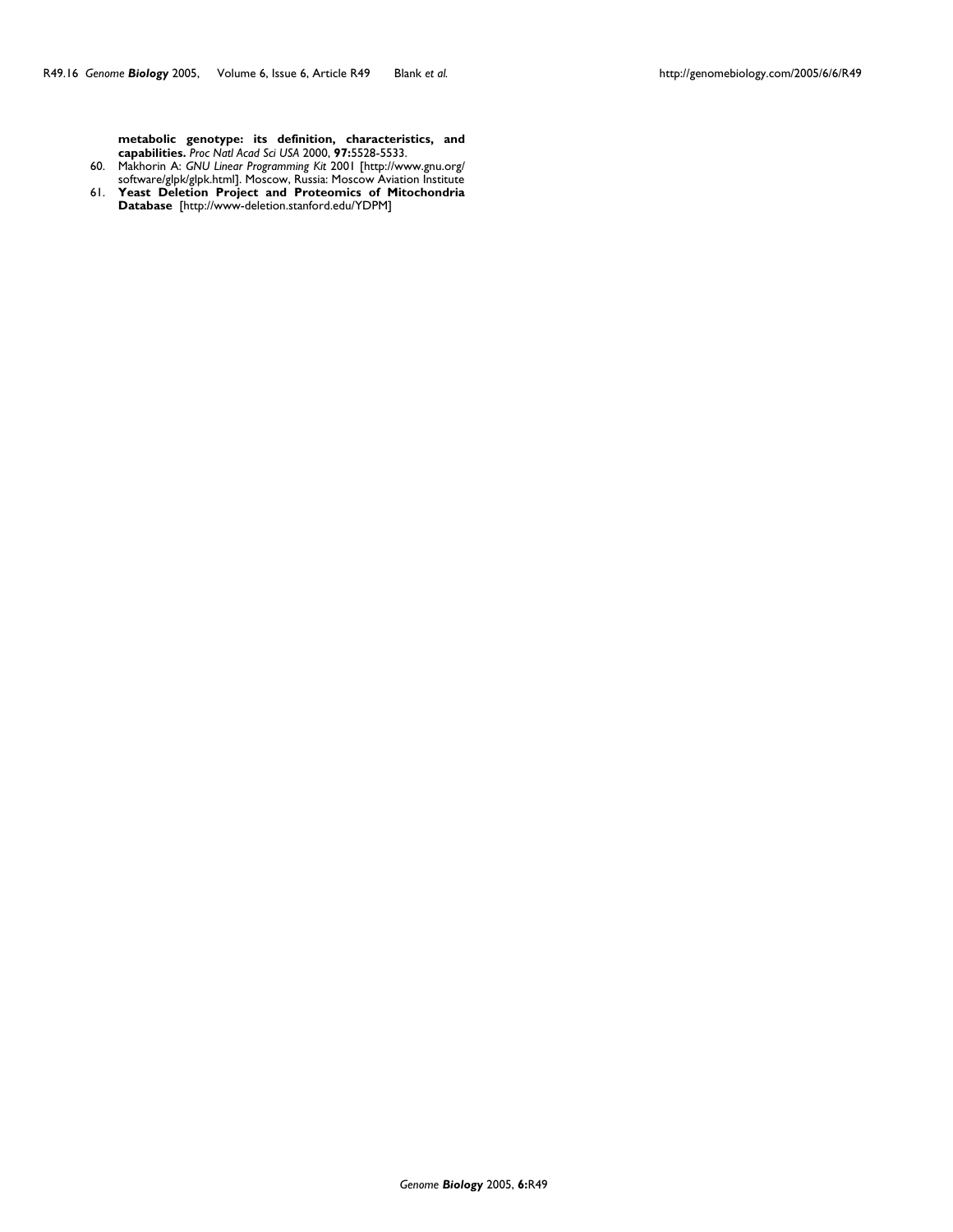**metabolic genotype: its definition, characteristics, and capabilities.** *Proc Natl Acad Sci USA* 2000, **97:**5528-5533.

60. Makhorin A: *GNU Linear Programming Kit* 2001 [http://www.gnu.org/software/glpk/glpk.html]. Moscow, Russia: Moscow Aviation Institute
61. **Yeast Deletion Project and Proteomics of Mitochondria Database** [http://www-deletion.stanford.edu/YDPM]